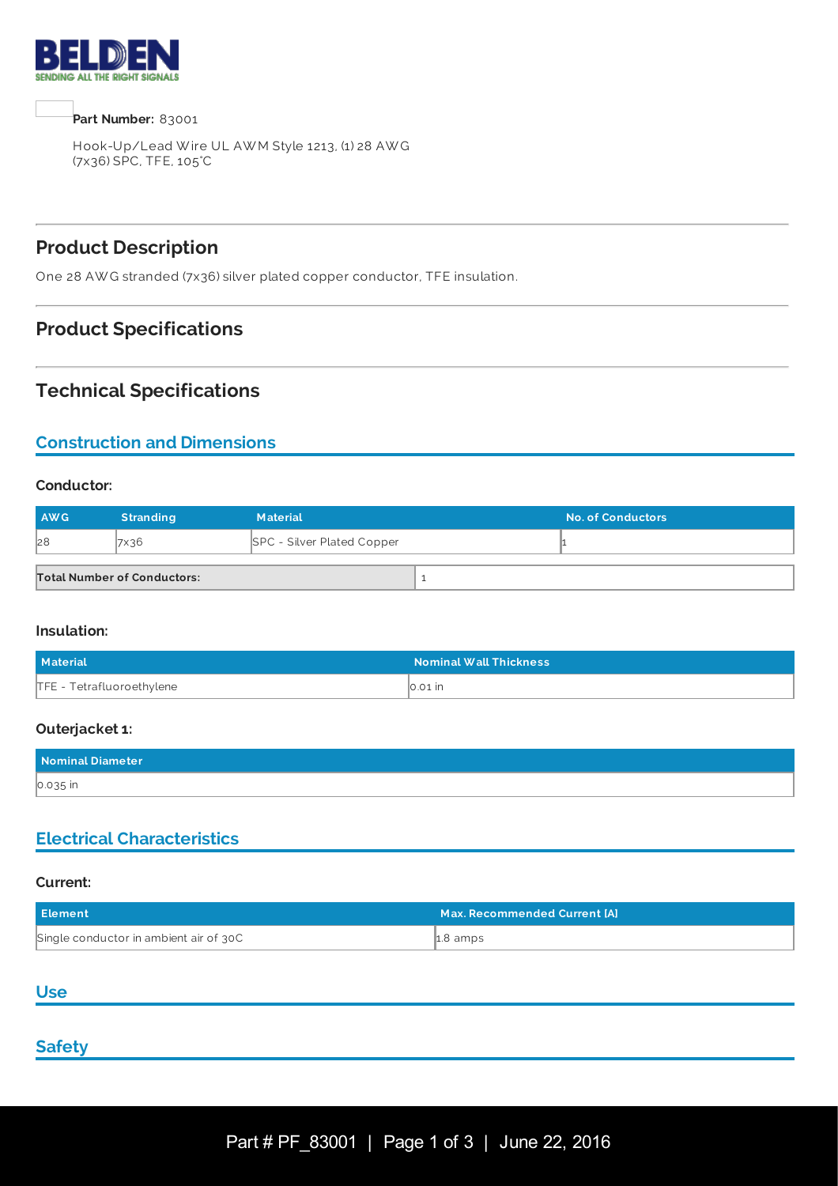**Part Number:** 83001

Hook-Up/Lead Wire UL AWM Style 1213, (1) 28 AWG (7x36) SPC, TFE, 105°C

## Product Description

One 28 AWG stranded (7x36) silver plated copper conductor, TFE insulation.

## Product Specifications

## Technical Specifications

### Construction and Dimensions

#### Conductor:

| AWG | Stranding | Material | No. of Conductors |
|---|---|---|---|
| 28 | 7x36 | SPC - Silver Plated Copper | 1 |

| Total Number of Conductors: | 1 |
|---|---|

#### Insulation:

| Material | Nominal Wall Thickness |
|---|---|
| TFE - Tetrafluoroethylene | 0.01 in |

#### Outerjacket 1:

| Nominal Diameter |
|---|
| 0.035 in |

### Electrical Characteristics

#### Current:

| Element | Max. Recommended Current [A] |
|---|---|
| Single conductor in ambient air of 30C | 1.8 amps |

### Use

### Safety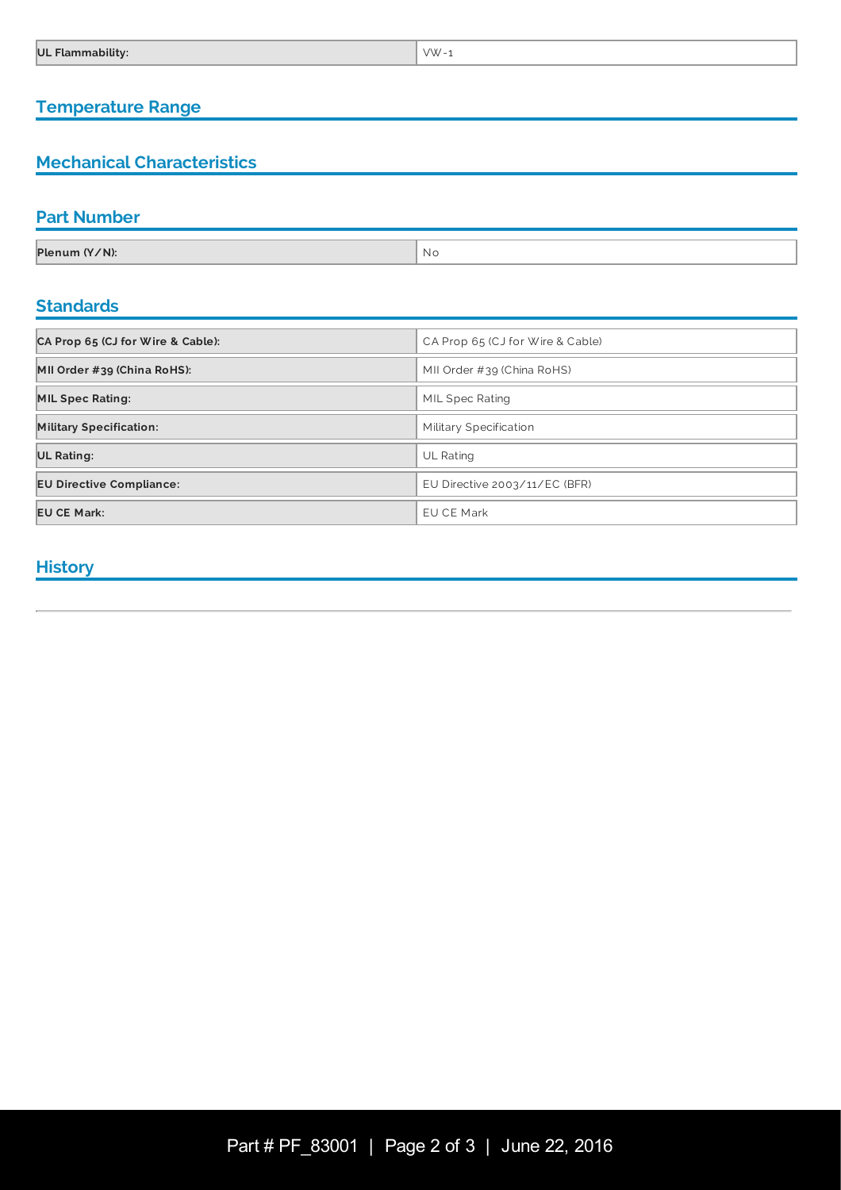| UL Flammability: | VW-1 |
| --- | --- |

## Temperature Range

## Mechanical Characteristics

## Part Number

| Plenum (Y/N): | No |
| --- | --- |

## Standards

| CA Prop 65 (CJ for Wire & Cable): | CA Prop 65 (CJ for Wire & Cable) |
| --- | --- |
| MII Order #39 (China RoHS): | MII Order #39 (China RoHS) |
| MIL Spec Rating: | MIL Spec Rating |
| Military Specification: | Military Specification |
| UL Rating: | UL Rating |
| EU Directive Compliance: | EU Directive 2003/11/EC (BFR) |
| EU CE Mark: | EU CE Mark |

## History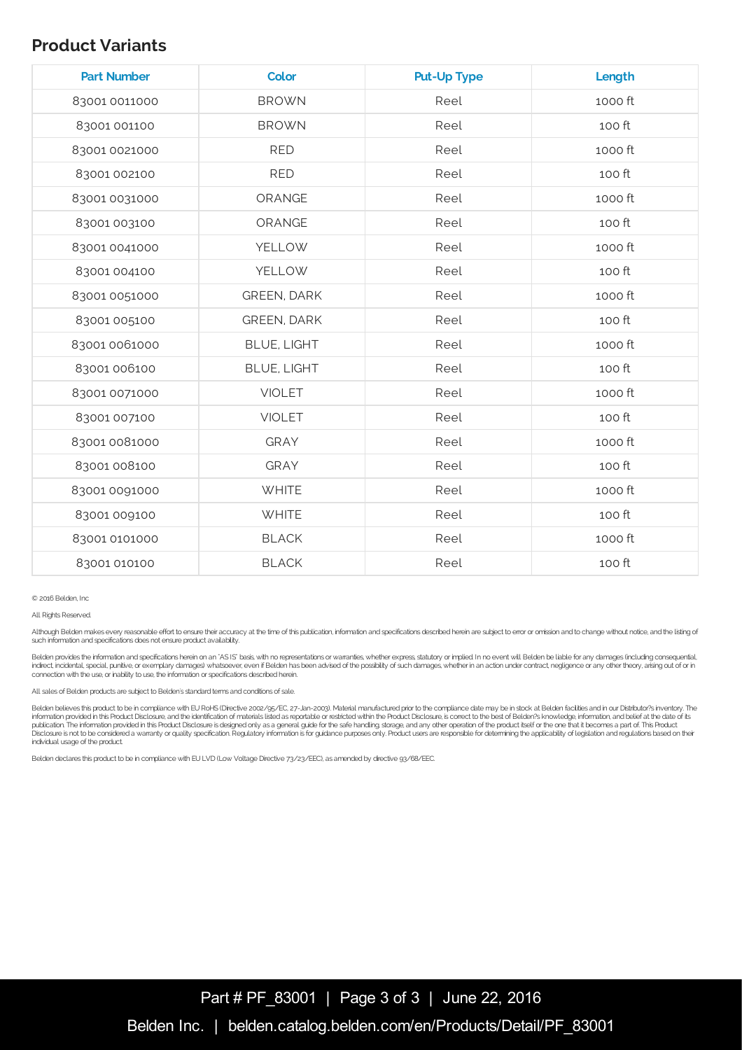## Product Variants

| Part Number | Color | Put-Up Type | Length |
|---|---|---|---|
| 83001 0011000 | BROWN | Reel | 1000 ft |
| 83001 001100 | BROWN | Reel | 100 ft |
| 83001 0021000 | RED | Reel | 1000 ft |
| 83001 002100 | RED | Reel | 100 ft |
| 83001 0031000 | ORANGE | Reel | 1000 ft |
| 83001 003100 | ORANGE | Reel | 100 ft |
| 83001 0041000 | YELLOW | Reel | 1000 ft |
| 83001 004100 | YELLOW | Reel | 100 ft |
| 83001 0051000 | GREEN, DARK | Reel | 1000 ft |
| 83001 005100 | GREEN, DARK | Reel | 100 ft |
| 83001 0061000 | BLUE, LIGHT | Reel | 1000 ft |
| 83001 006100 | BLUE, LIGHT | Reel | 100 ft |
| 83001 0071000 | VIOLET | Reel | 1000 ft |
| 83001 007100 | VIOLET | Reel | 100 ft |
| 83001 0081000 | GRAY | Reel | 1000 ft |
| 83001 008100 | GRAY | Reel | 100 ft |
| 83001 0091000 | WHITE | Reel | 1000 ft |
| 83001 009100 | WHITE | Reel | 100 ft |
| 83001 0101000 | BLACK | Reel | 1000 ft |
| 83001 010100 | BLACK | Reel | 100 ft |

© 2016 Belden, Inc

All Rights Reserved.

Although Belden makes every reasonable effort to ensure their accuracy at the time of this publication, information and specifications described herein are subject to error or omission and to change without notice, and the listing of such information and specifications does not ensure product availability.

Belden provides the information and specifications herein on an "AS IS" basis, with no representations or warranties, whether express, statutory or implied. In no event will Belden be liable for any damages (including consequential, indirect, incidental, special, punitive, or exemplary damages) whatsoever, even if Belden has been advised of the possibility of such damages, whether in an action under contract, negligence or any other theory, arising out of or in connection with the use, or inability to use, the information or specifications described herein.

All sales of Belden products are subject to Belden's standard terms and conditions of sale.

Belden believes this product to be in compliance with EU RoHS (Directive 2002/95/EC, 27-Jan-2003). Material manufactured prior to the compliance date may be in stock at Belden facilities and in our Distributor?s inventory. The information provided in this Product Disclosure, and the identification of materials listed as reportable or restricted within the Product Disclosure, is correct to the best of Belden?s knowledge, information, and belief at the date of its publication. The information provided in this Product Disclosure is designed only as a general guide for the safe handling, storage, and any other operation of the product itself or the one that it becomes a part of. This Product Disclosure is not to be considered a warranty or quality specification. Regulatory information is for guidance purposes only. Product users are responsible for determining the applicability of legislation and regulations based on their individual usage of the product.

Belden declares this product to be in compliance with EU LVD (Low Voltage Directive 73/23/EEC), as amended by directive 93/68/EEC.